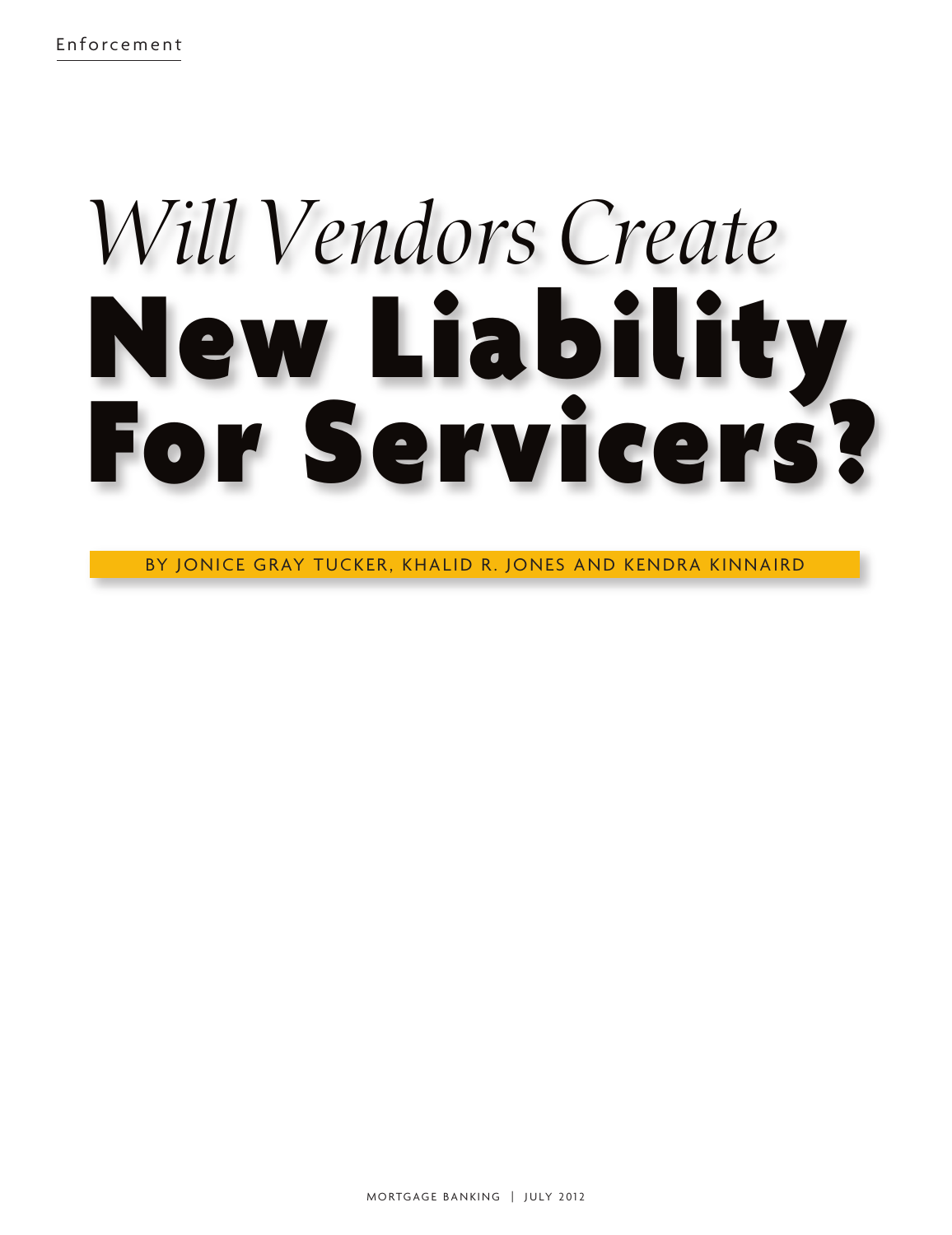Enforcement

# *Will Vendors Create* New Liability For Servicers?

BY JONICE GRAY TUCKER, KHALID R. JONES AND KENDRA KINNAIRD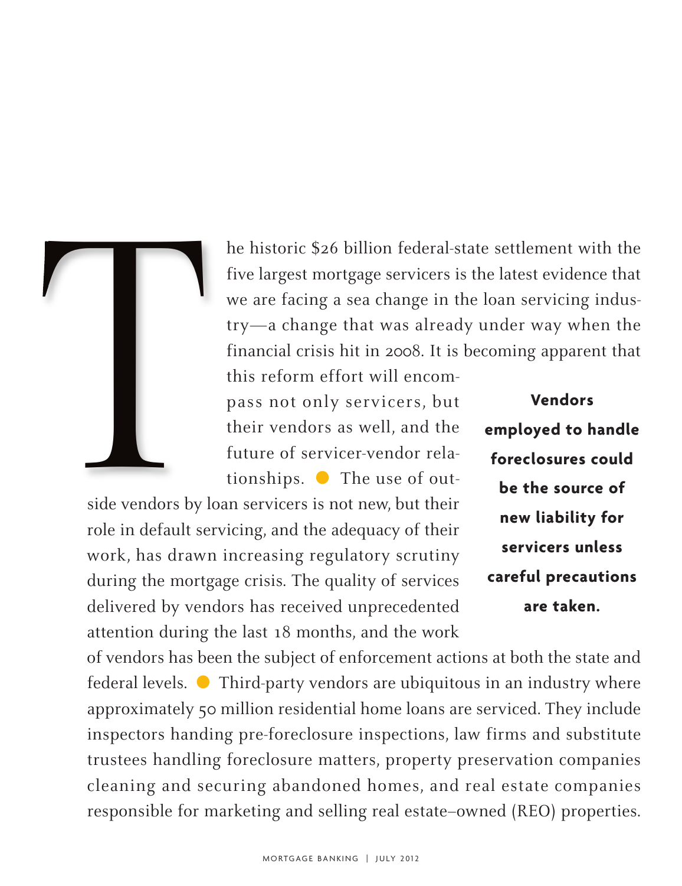The historic $26 billion federal-state settlement with the five largest mortgage servicers is the latest evidence that we are facing a sea change in the loan servicing industry—a change that was already under way when the financial crisis hit in 2008. It is becoming apparent that this reform effort will encompass not only servicers, but their vendors as well, and the future of servicer-vendor relationships. The use of outside vendors by loan servicers is not new, but their role in default servicing, and the adequacy of their work, has drawn increasing regulatory scrutiny during the mortgage crisis. The quality of services delivered by vendors has received unprecedented attention during the last 18 months, and the work of vendors has been the subject of enforcement actions at both the state and federal levels. Third-party vendors are ubiquitous in an industry where approximately 50 million residential home loans are serviced. They include inspectors handing pre-foreclosure inspections, law firms and substitute trustees handling foreclosure matters, property preservation companies cleaning and securing abandoned homes, and real estate companies responsible for marketing and selling real estate–owned (REO) properties.

**Vendors employed to handle foreclosures could be the source of new liability for servicers unless careful precautions are taken.**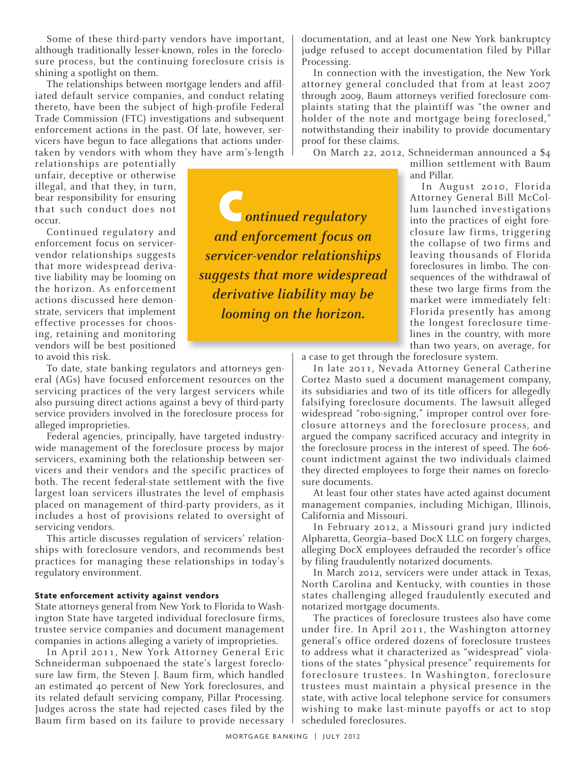Some of these third-party vendors have important, although traditionally lesser-known, roles in the foreclosure process, but the continuing foreclosure crisis is shining a spotlight on them.

The relationships between mortgage lenders and affiliated default service companies, and conduct relating thereto, have been the subject of high-profile Federal Trade Commission (FTC) investigations and subsequent enforcement actions in the past. Of late, however, servicers have begun to face allegations that actions undertaken by vendors with whom they have arm's-length relationships are potentially unfair, deceptive or otherwise illegal, and that they, in turn, bear responsibility for ensuring that such conduct does not occur.

Continued regulatory and enforcement focus on servicer-vendor relationships suggests that more widespread derivative liability may be looming on the horizon. As enforcement actions discussed here demonstrate, servicers that implement effective processes for choosing, retaining and monitoring vendors will be best positioned to avoid this risk.

> ***Continued regulatory and enforcement focus on servicer-vendor relationships suggests that more widespread derivative liability may be looming on the horizon.***

To date, state banking regulators and attorneys general (AGs) have focused enforcement resources on the servicing practices of the very largest servicers while also pursuing direct actions against a bevy of third-party service providers involved in the foreclosure process for alleged improprieties.

Federal agencies, principally, have targeted industry-wide management of the foreclosure process by major servicers, examining both the relationship between servicers and their vendors and the specific practices of both. The recent federal-state settlement with the five largest loan servicers illustrates the level of emphasis placed on management of third-party providers, as it includes a host of provisions related to oversight of servicing vendors.

This article discusses regulation of servicers' relationships with foreclosure vendors, and recommends best practices for managing these relationships in today's regulatory environment.

**State enforcement activity against vendors**

State attorneys general from New York to Florida to Washington State have targeted individual foreclosure firms, trustee service companies and document management companies in actions alleging a variety of improprieties.

In April 2011, New York Attorney General Eric Schneiderman subpoenaed the state's largest foreclosure law firm, the Steven J. Baum firm, which handled an estimated 40 percent of New York foreclosures, and its related default servicing company, Pillar Processing. Judges across the state had rejected cases filed by the Baum firm based on its failure to provide necessary documentation, and at least one New York bankruptcy judge refused to accept documentation filed by Pillar Processing.

In connection with the investigation, the New York attorney general concluded that from at least 2007 through 2009, Baum attorneys verified foreclosure complaints stating that the plaintiff was "the owner and holder of the note and mortgage being foreclosed," notwithstanding their inability to provide documentary proof for these claims.

On March 22, 2012, Schneiderman announced a $4 million settlement with Baum and Pillar.

In August 2010, Florida Attorney General Bill McCollum launched investigations into the practices of eight foreclosure law firms, triggering the collapse of two firms and leaving thousands of Florida foreclosures in limbo. The consequences of the withdrawal of these two large firms from the market were immediately felt: Florida presently has among the longest foreclosure timelines in the country, with more than two years, on average, for a case to get through the foreclosure system.

In late 2011, Nevada Attorney General Catherine Cortez Masto sued a document management company, its subsidiaries and two of its title officers for allegedly falsifying foreclosure documents. The lawsuit alleged widespread "robo-signing," improper control over foreclosure attorneys and the foreclosure process, and argued the company sacrificed accuracy and integrity in the foreclosure process in the interest of speed. The 606-count indictment against the two individuals claimed they directed employees to forge their names on foreclosure documents.

At least four other states have acted against document management companies, including Michigan, Illinois, California and Missouri.

In February 2012, a Missouri grand jury indicted Alpharetta, Georgia–based DocX LLC on forgery charges, alleging DocX employees defrauded the recorder's office by filing fraudulently notarized documents.

In March 2012, servicers were under attack in Texas, North Carolina and Kentucky, with counties in those states challenging alleged fraudulently executed and notarized mortgage documents.

The practices of foreclosure trustees also have come under fire. In April 2011, the Washington attorney general's office ordered dozens of foreclosure trustees to address what it characterized as "widespread" violations of the states "physical presence" requirements for foreclosure trustees. In Washington, foreclosure trustees must maintain a physical presence in the state, with active local telephone service for consumers wishing to make last-minute payoffs or act to stop scheduled foreclosures.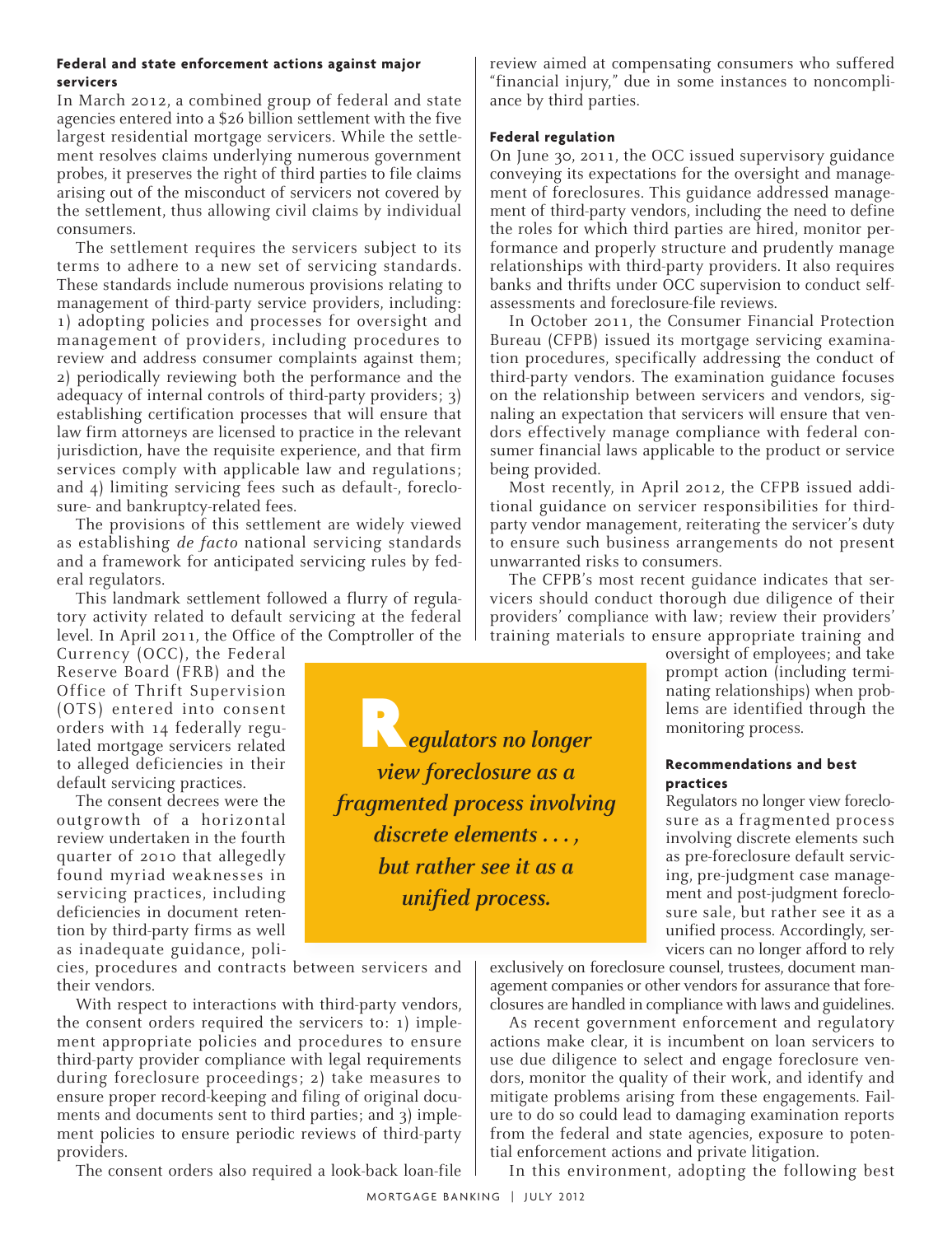### Federal and state enforcement actions against major servicers

In March 2012, a combined group of federal and state agencies entered into a $26 billion settlement with the five largest residential mortgage servicers. While the settlement resolves claims underlying numerous government probes, it preserves the right of third parties to file claims arising out of the misconduct of servicers not covered by the settlement, thus allowing civil claims by individual consumers.

The settlement requires the servicers subject to its terms to adhere to a new set of servicing standards. These standards include numerous provisions relating to management of third-party service providers, including: 1) adopting policies and processes for oversight and management of providers, including procedures to review and address consumer complaints against them; 2) periodically reviewing both the performance and the adequacy of internal controls of third-party providers; 3) establishing certification processes that will ensure that law firm attorneys are licensed to practice in the relevant jurisdiction, have the requisite experience, and that firm services comply with applicable law and regulations; and 4) limiting servicing fees such as default-, foreclosure- and bankruptcy-related fees.

The provisions of this settlement are widely viewed as establishing *de facto* national servicing standards and a framework for anticipated servicing rules by federal regulators.

This landmark settlement followed a flurry of regulatory activity related to default servicing at the federal level. In April 2011, the Office of the Comptroller of the Currency (OCC), the Federal Reserve Board (FRB) and the Office of Thrift Supervision (OTS) entered into consent orders with 14 federally regulated mortgage servicers related to alleged deficiencies in their default servicing practices.

The consent decrees were the outgrowth of a horizontal review undertaken in the fourth quarter of 2010 that allegedly found myriad weaknesses in servicing practices, including deficiencies in document retention by third-party firms as well as inadequate guidance, policies, procedures and contracts between servicers and their vendors.

With respect to interactions with third-party vendors, the consent orders required the servicers to: 1) implement appropriate policies and procedures to ensure third-party provider compliance with legal requirements during foreclosure proceedings; 2) take measures to ensure proper record-keeping and filing of original documents and documents sent to third parties; and 3) implement policies to ensure periodic reviews of third-party providers.

The consent orders also required a look-back loan-file review aimed at compensating consumers who suffered "financial injury," due in some instances to noncompliance by third parties.

### Federal regulation

On June 30, 2011, the OCC issued supervisory guidance conveying its expectations for the oversight and management of foreclosures. This guidance addressed management of third-party vendors, including the need to define the roles for which third parties are hired, monitor performance and properly structure and prudently manage relationships with third-party providers. It also requires banks and thrifts under OCC supervision to conduct self-assessments and foreclosure-file reviews.

In October 2011, the Consumer Financial Protection Bureau (CFPB) issued its mortgage servicing examination procedures, specifically addressing the conduct of third-party vendors. The examination guidance focuses on the relationship between servicers and vendors, signaling an expectation that servicers will ensure that vendors effectively manage compliance with federal consumer financial laws applicable to the product or service being provided.

Most recently, in April 2012, the CFPB issued additional guidance on servicer responsibilities for third-party vendor management, reiterating the servicer's duty to ensure such business arrangements do not present unwarranted risks to consumers.

The CFPB's most recent guidance indicates that servicers should conduct thorough due diligence of their providers' compliance with law; review their providers' training materials to ensure appropriate training and oversight of employees; and take prompt action (including terminating relationships) when problems are identified through the monitoring process.

> ***Regulators no longer view foreclosure as a fragmented process involving discrete elements . . . , but rather see it as a unified process.***

### Recommendations and best practices

Regulators no longer view foreclosure as a fragmented process involving discrete elements such as pre-foreclosure default servicing, pre-judgment case management and post-judgment foreclosure sale, but rather see it as a unified process. Accordingly, servicers can no longer afford to rely exclusively on foreclosure counsel, trustees, document management companies or other vendors for assurance that foreclosures are handled in compliance with laws and guidelines.

As recent government enforcement and regulatory actions make clear, it is incumbent on loan servicers to use due diligence to select and engage foreclosure vendors, monitor the quality of their work, and identify and mitigate problems arising from these engagements. Failure to do so could lead to damaging examination reports from the federal and state agencies, exposure to potential enforcement actions and private litigation.

In this environment, adopting the following best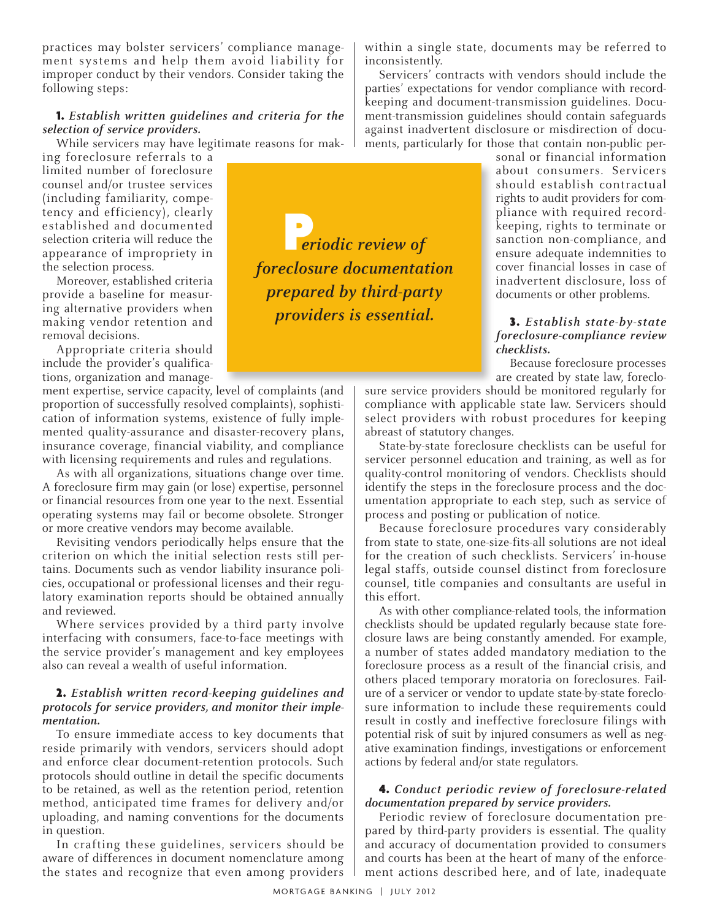practices may bolster servicers' compliance management systems and help them avoid liability for improper conduct by their vendors. Consider taking the following steps:

**1.** ***Establish written guidelines and criteria for the selection of service providers.***

While servicers may have legitimate reasons for making foreclosure referrals to a limited number of foreclosure counsel and/or trustee services (including familiarity, competency and efficiency), clearly established and documented selection criteria will reduce the appearance of impropriety in the selection process.

Moreover, established criteria provide a baseline for measuring alternative providers when making vendor retention and removal decisions.

Appropriate criteria should include the provider's qualifications, organization and management expertise, service capacity, level of complaints (and proportion of successfully resolved complaints), sophistication of information systems, existence of fully implemented quality-assurance and disaster-recovery plans, insurance coverage, financial viability, and compliance with licensing requirements and rules and regulations.

As with all organizations, situations change over time. A foreclosure firm may gain (or lose) expertise, personnel or financial resources from one year to the next. Essential operating systems may fail or become obsolete. Stronger or more creative vendors may become available.

Revisiting vendors periodically helps ensure that the criterion on which the initial selection rests still pertains. Documents such as vendor liability insurance policies, occupational or professional licenses and their regulatory examination reports should be obtained annually and reviewed.

Where services provided by a third party involve interfacing with consumers, face-to-face meetings with the service provider's management and key employees also can reveal a wealth of useful information.

**2.** ***Establish written record-keeping guidelines and protocols for service providers, and monitor their implementation.***

To ensure immediate access to key documents that reside primarily with vendors, servicers should adopt and enforce clear document-retention protocols. Such protocols should outline in detail the specific documents to be retained, as well as the retention period, retention method, anticipated time frames for delivery and/or uploading, and naming conventions for the documents in question.

In crafting these guidelines, servicers should be aware of differences in document nomenclature among the states and recognize that even among providers within a single state, documents may be referred to inconsistently.

Servicers' contracts with vendors should include the parties' expectations for vendor compliance with record-keeping and document-transmission guidelines. Document-transmission guidelines should contain safeguards against inadvertent disclosure or misdirection of documents, particularly for those that contain non-public personal or financial information about consumers. Servicers should establish contractual rights to audit providers for compliance with required record-keeping, rights to terminate or sanction non-compliance, and ensure adequate indemnities to cover financial losses in case of inadvertent disclosure, loss of documents or other problems.

> ***Periodic review of foreclosure documentation prepared by third-party providers is essential.***

**3.** ***Establish state-by-state foreclosure-compliance review checklists.***

Because foreclosure processes are created by state law, foreclosure service providers should be monitored regularly for compliance with applicable state law. Servicers should select providers with robust procedures for keeping abreast of statutory changes.

State-by-state foreclosure checklists can be useful for servicer personnel education and training, as well as for quality-control monitoring of vendors. Checklists should identify the steps in the foreclosure process and the documentation appropriate to each step, such as service of process and posting or publication of notice.

Because foreclosure procedures vary considerably from state to state, one-size-fits-all solutions are not ideal for the creation of such checklists. Servicers' in-house legal staffs, outside counsel distinct from foreclosure counsel, title companies and consultants are useful in this effort.

As with other compliance-related tools, the information checklists should be updated regularly because state foreclosure laws are being constantly amended. For example, a number of states added mandatory mediation to the foreclosure process as a result of the financial crisis, and others placed temporary moratoria on foreclosures. Failure of a servicer or vendor to update state-by-state foreclosure information to include these requirements could result in costly and ineffective foreclosure filings with potential risk of suit by injured consumers as well as negative examination findings, investigations or enforcement actions by federal and/or state regulators.

**4.** ***Conduct periodic review of foreclosure-related documentation prepared by service providers.***

Periodic review of foreclosure documentation prepared by third-party providers is essential. The quality and accuracy of documentation provided to consumers and courts has been at the heart of many of the enforcement actions described here, and of late, inadequate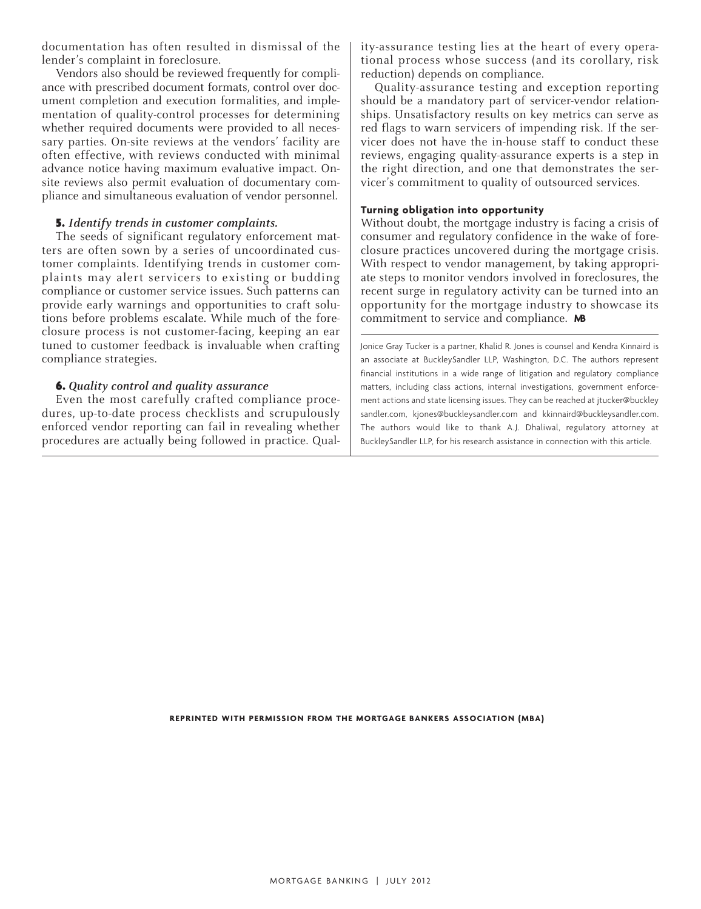documentation has often resulted in dismissal of the lender's complaint in foreclosure.

Vendors also should be reviewed frequently for compliance with prescribed document formats, control over document completion and execution formalities, and implementation of quality-control processes for determining whether required documents were provided to all necessary parties. On-site reviews at the vendors' facility are often effective, with reviews conducted with minimal advance notice having maximum evaluative impact. On-site reviews also permit evaluation of documentary compliance and simultaneous evaluation of vendor personnel.

**5.** ***Identify trends in customer complaints.***

The seeds of significant regulatory enforcement matters are often sown by a series of uncoordinated customer complaints. Identifying trends in customer complaints may alert servicers to existing or budding compliance or customer service issues. Such patterns can provide early warnings and opportunities to craft solutions before problems escalate. While much of the foreclosure process is not customer-facing, keeping an ear tuned to customer feedback is invaluable when crafting compliance strategies.

**6.** ***Quality control and quality assurance***

Even the most carefully crafted compliance procedures, up-to-date process checklists and scrupulously enforced vendor reporting can fail in revealing whether procedures are actually being followed in practice. Quality-assurance testing lies at the heart of every operational process whose success (and its corollary, risk reduction) depends on compliance.

Quality-assurance testing and exception reporting should be a mandatory part of servicer-vendor relationships. Unsatisfactory results on key metrics can serve as red flags to warn servicers of impending risk. If the servicer does not have the in-house staff to conduct these reviews, engaging quality-assurance experts is a step in the right direction, and one that demonstrates the servicer's commitment to quality of outsourced services.

**Turning obligation into opportunity**

Without doubt, the mortgage industry is facing a crisis of consumer and regulatory confidence in the wake of foreclosure practices uncovered during the mortgage crisis. With respect to vendor management, by taking appropriate steps to monitor vendors involved in foreclosures, the recent surge in regulatory activity can be turned into an opportunity for the mortgage industry to showcase its commitment to service and compliance. **MB**

Jonice Gray Tucker is a partner, Khalid R. Jones is counsel and Kendra Kinnaird is an associate at BuckleySandler LLP, Washington, D.C. The authors represent financial institutions in a wide range of litigation and regulatory compliance matters, including class actions, internal investigations, government enforcement actions and state licensing issues. They can be reached at jtucker@buckleysandler.com, kjones@buckleysandler.com and kkinnaird@buckleysandler.com. The authors would like to thank A.J. Dhaliwal, regulatory attorney at BuckleySandler LLP, for his research assistance in connection with this article.

**REPRINTED WITH PERMISSION FROM THE MORTGAGE BANKERS ASSOCIATION (MBA)**